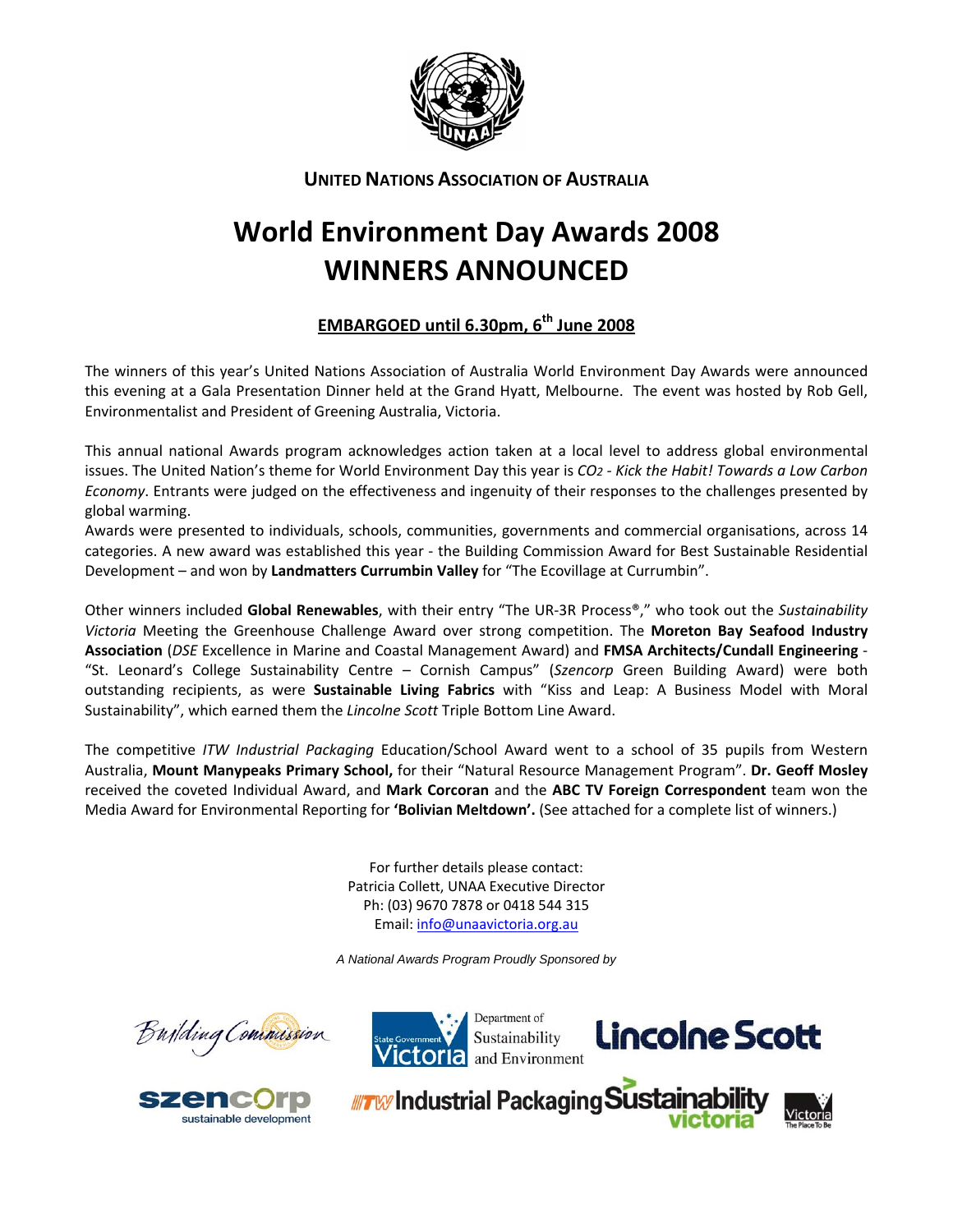**UNITED NATIONS ASSOCIATION OF AUSTRALIA**

# World Environment Day Awards 2008 WINNERS ANNOUNCED

**EMBARGOED until 6.30pm, 6th June 2008**

The winners of this year's United Nations Association of Australia World Environment Day Awards were announced this evening at a Gala Presentation Dinner held at the Grand Hyatt, Melbourne. The event was hosted by Rob Gell, Environmentalist and President of Greening Australia, Victoria.

This annual national Awards program acknowledges action taken at a local level to address global environmental issues. The United Nation's theme for World Environment Day this year is *$CO_2$ - Kick the Habit! Towards a Low Carbon Economy*. Entrants were judged on the effectiveness and ingenuity of their responses to the challenges presented by global warming.

Awards were presented to individuals, schools, communities, governments and commercial organisations, across 14 categories. A new award was established this year - the Building Commission Award for Best Sustainable Residential Development – and won by **Landmatters Currumbin Valley** for "The Ecovillage at Currumbin".

Other winners included **Global Renewables**, with their entry "The UR-3R Process®," who took out the *Sustainability Victoria* Meeting the Greenhouse Challenge Award over strong competition. The **Moreton Bay Seafood Industry Association** (*DSE* Excellence in Marine and Coastal Management Award) and **FMSA Architects/Cundall Engineering** - "St. Leonard's College Sustainability Centre – Cornish Campus" (*Szencorp* Green Building Award) were both outstanding recipients, as were **Sustainable Living Fabrics** with "Kiss and Leap: A Business Model with Moral Sustainability", which earned them the *Lincolne Scott* Triple Bottom Line Award.

The competitive *ITW Industrial Packaging* Education/School Award went to a school of 35 pupils from Western Australia, **Mount Manypeaks Primary School,** for their "Natural Resource Management Program". **Dr. Geoff Mosley** received the coveted Individual Award, and **Mark Corcoran** and the **ABC TV Foreign Correspondent** team won the Media Award for Environmental Reporting for **'Bolivian Meltdown'.** (See attached for a complete list of winners.)

For further details please contact:
Patricia Collett, UNAA Executive Director
Ph: (03) 9670 7878 or 0418 544 315
Email: info@unaavictoria.org.au

*A National Awards Program Proudly Sponsored by*

Building Commission · State Government Victoria Department of Sustainability and Environment · Lincolne Scott · szencorp sustainable development · ITW Industrial Packaging · Sustainability Victoria · Victoria The Place To Be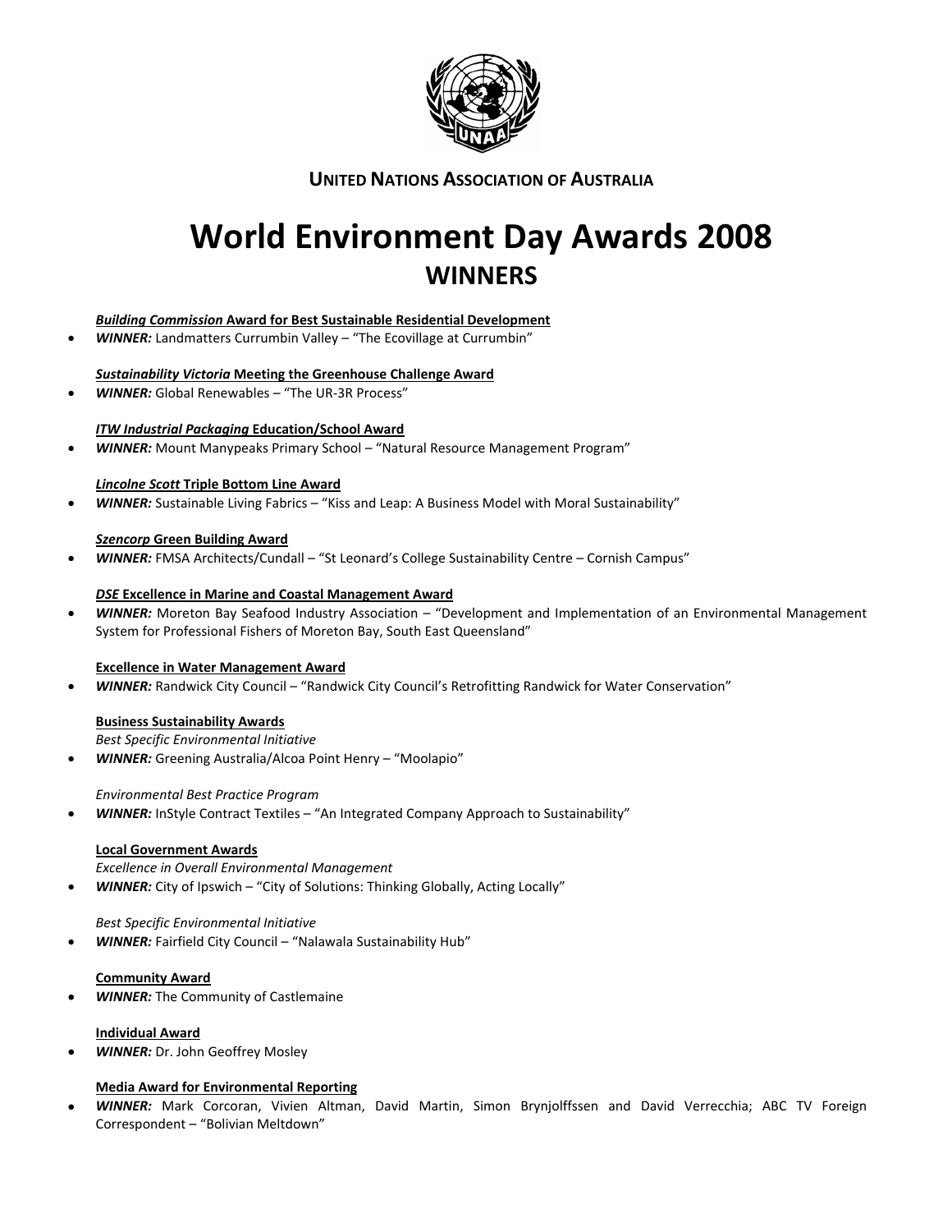**United Nations Association of Australia**

# World Environment Day Awards 2008
## WINNERS

***Building Commission* Award for Best Sustainable Residential Development**
- ***WINNER:*** Landmatters Currumbin Valley – "The Ecovillage at Currumbin"

***Sustainability Victoria* Meeting the Greenhouse Challenge Award**
- ***WINNER:*** Global Renewables – "The UR-3R Process"

***ITW Industrial Packaging* Education/School Award**
- ***WINNER:*** Mount Manypeaks Primary School – "Natural Resource Management Program"

***Lincolne Scott* Triple Bottom Line Award**
- ***WINNER:*** Sustainable Living Fabrics – "Kiss and Leap: A Business Model with Moral Sustainability"

***Szencorp* Green Building Award**
- ***WINNER:*** FMSA Architects/Cundall – "St Leonard's College Sustainability Centre – Cornish Campus"

***DSE* Excellence in Marine and Coastal Management Award**
- ***WINNER:*** Moreton Bay Seafood Industry Association – "Development and Implementation of an Environmental Management System for Professional Fishers of Moreton Bay, South East Queensland"

**Excellence in Water Management Award**
- ***WINNER:*** Randwick City Council – "Randwick City Council's Retrofitting Randwick for Water Conservation"

**Business Sustainability Awards**

*Best Specific Environmental Initiative*
- ***WINNER:*** Greening Australia/Alcoa Point Henry – "Moolapio"

*Environmental Best Practice Program*
- ***WINNER:*** InStyle Contract Textiles – "An Integrated Company Approach to Sustainability"

**Local Government Awards**

*Excellence in Overall Environmental Management*
- ***WINNER:*** City of Ipswich – "City of Solutions: Thinking Globally, Acting Locally"

*Best Specific Environmental Initiative*
- ***WINNER:*** Fairfield City Council – "Nalawala Sustainability Hub"

**Community Award**
- ***WINNER:*** The Community of Castlemaine

**Individual Award**
- ***WINNER:*** Dr. John Geoffrey Mosley

**Media Award for Environmental Reporting**
- ***WINNER:*** Mark Corcoran, Vivien Altman, David Martin, Simon Brynjolffssen and David Verrecchia; ABC TV Foreign Correspondent – "Bolivian Meltdown"